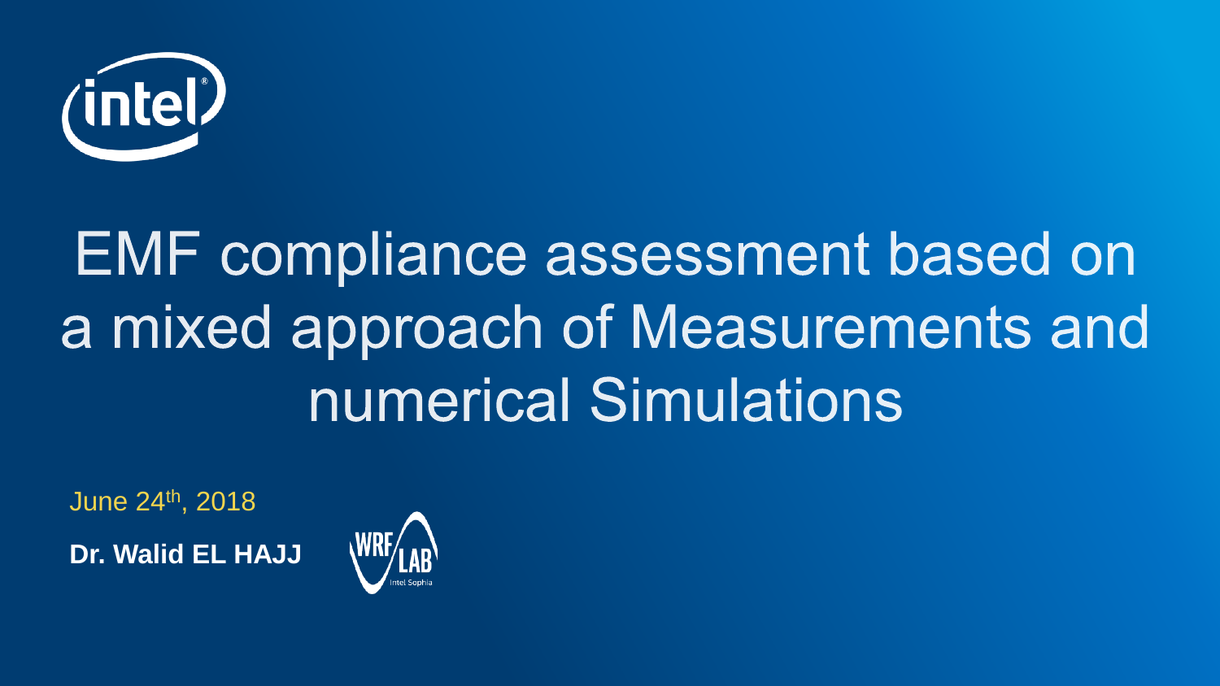# EMF compliance assessment based on a mixed approach of Measurements and numerical Simulations

June 24th, 2018

**Dr. Walid EL HAJJ**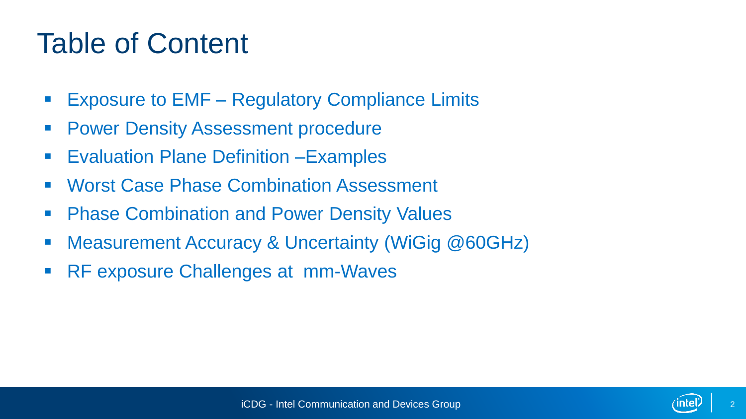# Table of Content

- Exposure to EMF – Regulatory Compliance Limits
- Power Density Assessment procedure
- Evaluation Plane Definition –Examples
- Worst Case Phase Combination Assessment
- Phase Combination and Power Density Values
- Measurement Accuracy & Uncertainty (WiGig @60GHz)
- RF exposure Challenges at  mm-Waves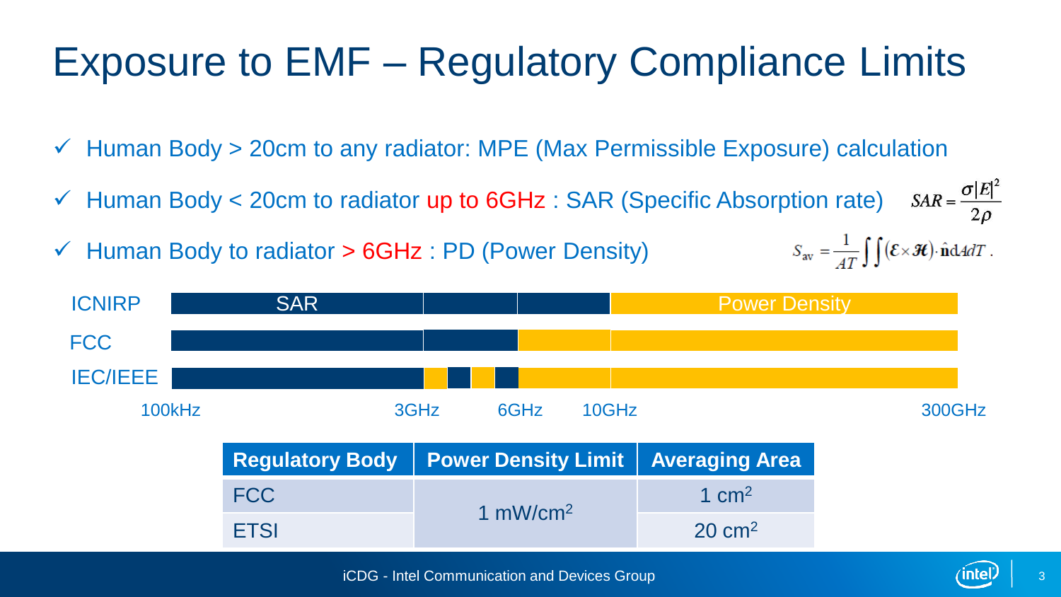# Exposure to EMF – Regulatory Compliance Limits

- ✓ Human Body > 20cm to any radiator: MPE (Max Permissible Exposure) calculation
- ✓ Human Body < 20cm to radiator up to 6GHz : SAR (Specific Absorption rate) $SAR = \frac{\sigma |E|^2}{2\rho}$
- ✓ Human Body to radiator > 6GHz : PD (Power Density) $S_{av} = \frac{1}{AT} \int \int (\mathcal{E} \times \mathcal{H}) \cdot \hat{\mathbf{n}} \mathrm{d}A dT$ .

ICNIRP — SAR | Power Density

FCC

IEC/IEEE

100kHz 3GHz 6GHz 10GHz 300GHz

| Regulatory Body | Power Density Limit | Averaging Area |
| --- | --- | --- |
| FCC | 1 mW/cm$^2$ | 1 cm$^2$ |
| ETSI | | 20 cm$^2$ |

iCDG - Intel Communication and Devices Group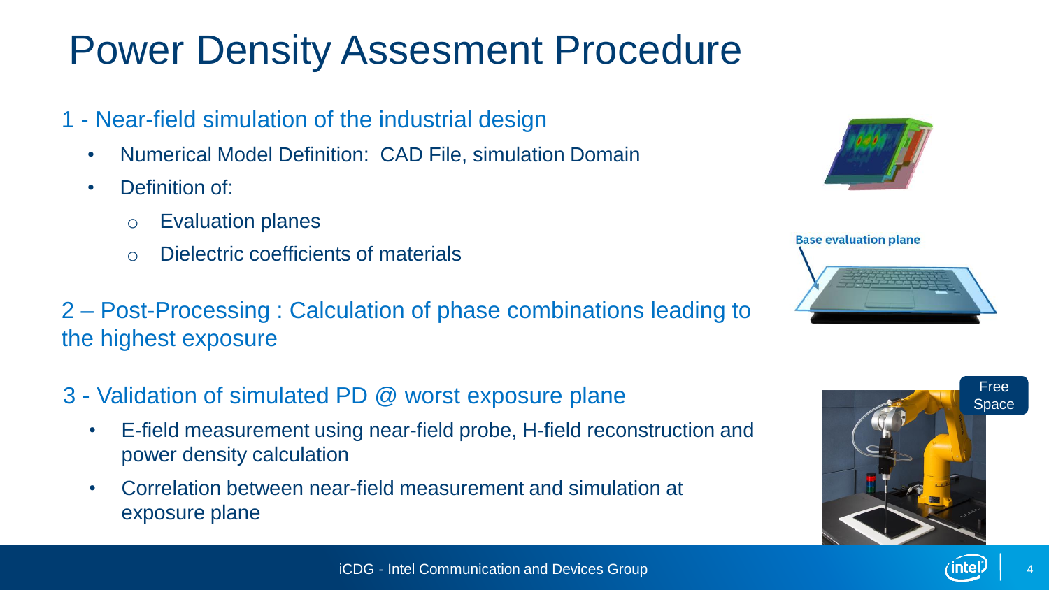# Power Density Assesment Procedure

1 - Near-field simulation of the industrial design

- Numerical Model Definition: CAD File, simulation Domain
- Definition of:
  - Evaluation planes
  - Dielectric coefficients of materials

2 – Post-Processing : Calculation of phase combinations leading to the highest exposure

3 - Validation of simulated PD @ worst exposure plane

- E-field measurement using near-field probe, H-field reconstruction and power density calculation
- Correlation between near-field measurement and simulation at exposure plane

Base evaluation plane

Free Space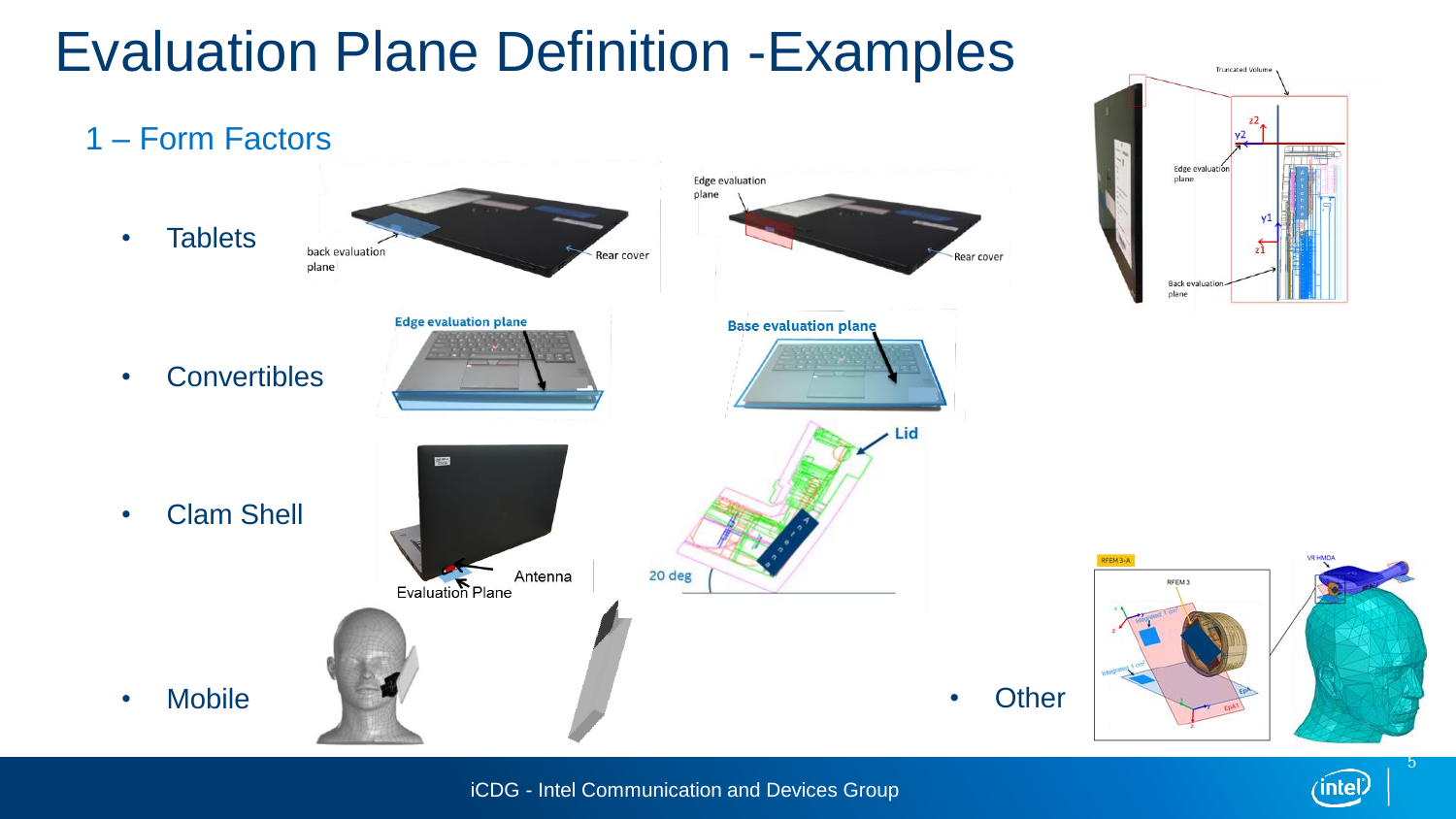# Evaluation Plane Definition -Examples

## 1 – Form Factors

- Tablets
- Convertibles
- Clam Shell
- Mobile
- Other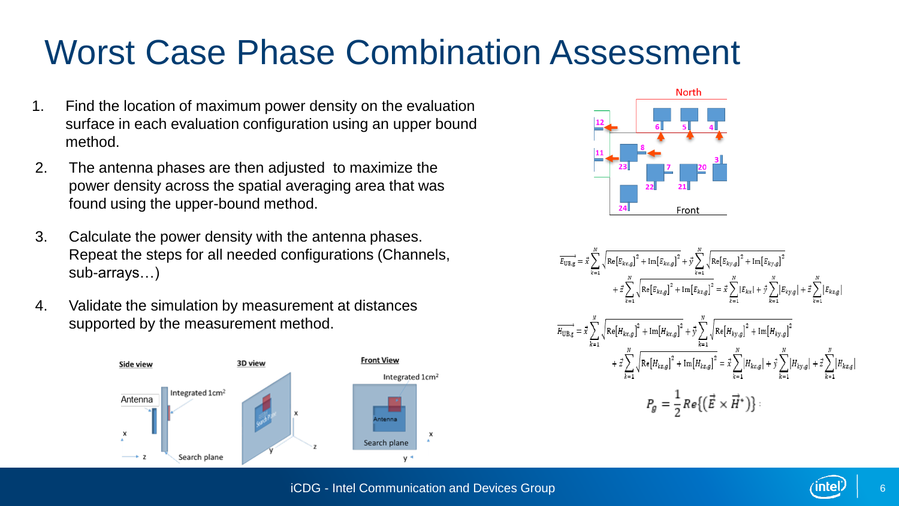# Worst Case Phase Combination Assessment

1. Find the location of maximum power density on the evaluation surface in each evaluation configuration using an upper bound method.
2. The antenna phases are then adjusted to maximize the power density across the spatial averaging area that was found using the upper-bound method.
3. Calculate the power density with the antenna phases. Repeat the steps for all needed configurations (Channels, sub-arrays…)
4. Validate the simulation by measurement at distances supported by the measurement method.

$$\overrightarrow{E_{\mathrm{UB},g}} = \vec{x}\sum_{k=1}^{N}\sqrt{\mathrm{Re}[E_{kx,g}]^2 + \mathrm{Im}[E_{kx,g}]^2} + \vec{y}\sum_{k=1}^{N}\sqrt{\mathrm{Re}[E_{ky,g}]^2 + \mathrm{Im}[E_{ky,g}]^2} + \vec{z}\sum_{k=1}^{N}\sqrt{\mathrm{Re}[E_{kz,g}]^2 + \mathrm{Im}[E_{kz,g}]^2} = \vec{x}\sum_{k=1}^{N}|E_{kx}| + \vec{y}\sum_{k=1}^{N}|E_{ky,g}| + \vec{z}\sum_{k=1}^{N}|E_{kz,g}|$$

$$\overrightarrow{H_{\mathrm{UB},g}} = \vec{x}\sum_{k=1}^{N}\sqrt{\mathrm{Re}[H_{kx,g}]^2 + \mathrm{Im}[H_{kx,g}]^2} + \vec{y}\sum_{k=1}^{N}\sqrt{\mathrm{Re}[H_{ky,g}]^2 + \mathrm{Im}[H_{ky,g}]^2} + \vec{z}\sum_{k=1}^{N}\sqrt{\mathrm{Re}[H_{kz,g}]^2 + \mathrm{Im}[H_{kz,g}]^2} = \vec{x}\sum_{k=1}^{N}|H_{kx,g}| + \vec{y}\sum_{k=1}^{N}|H_{ky,g}| + \vec{z}\sum_{k=1}^{N}|H_{kz,g}|$$

$$P_g = \frac{1}{2}Re\{(\vec{E} \times \vec{H}^*)\}$$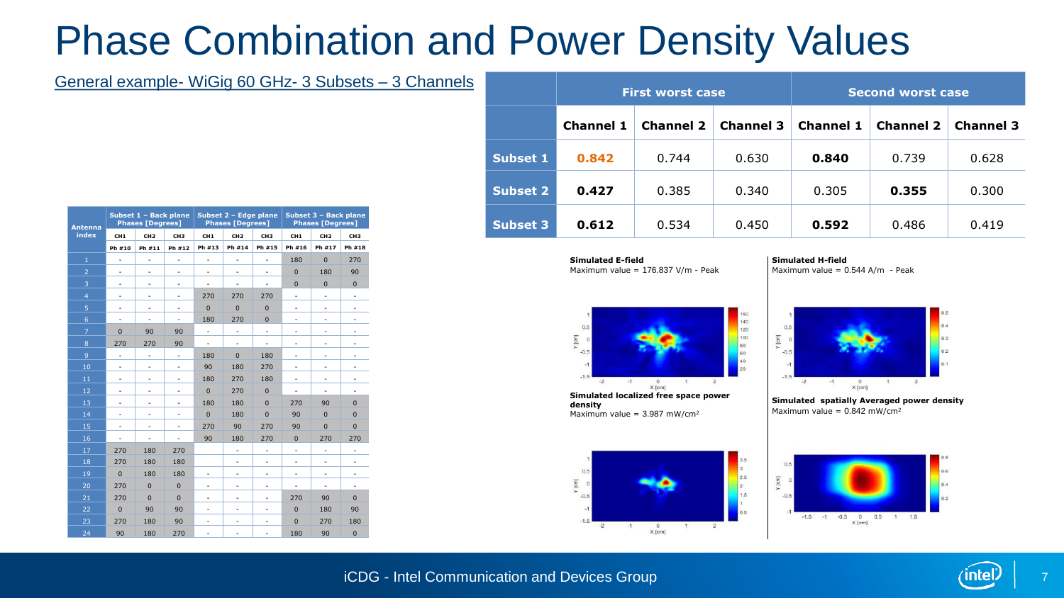# Phase Combination and Power Density Values

General example- WiGig 60 GHz- 3 Subsets – 3 Channels

| Antenna index | Subset 1 – Back plane Phases [Degrees] | | | Subset 2 – Edge plane Phases [Degrees] | | | Subset 3 – Back plane Phases [Degrees] | | |
|---|---|---|---|---|---|---|---|---|---|
| | CH1 | CH2 | CH3 | CH1 | CH2 | CH3 | CH1 | CH2 | CH3 |
| | Ph #10 | Ph #11 | Ph #12 | Ph #13 | Ph #14 | Ph #15 | Ph #16 | Ph #17 | Ph #18 |
| 1 | - | - | - | - | - | - | 180 | 0 | 270 |
| 2 | - | - | - | - | - | - | 0 | 180 | 90 |
| 3 | - | - | - | - | - | - | 0 | 0 | 0 |
| 4 | - | - | - | 270 | 270 | 270 | - | - | - |
| 5 | - | - | - | 0 | 0 | 0 | - | - | - |
| 6 | - | - | - | 180 | 270 | 0 | - | - | - |
| 7 | 0 | 90 | 90 | - | - | - | - | - | - |
| 8 | 270 | 270 | 90 | - | - | - | - | - | - |
| 9 | - | - | - | 180 | 0 | 180 | - | - | - |
| 10 | - | - | - | 90 | 180 | 270 | - | - | - |
| 11 | - | - | - | 180 | 270 | 180 | - | - | - |
| 12 | - | - | - | 0 | 270 | 0 | - | - | - |
| 13 | - | - | - | 180 | 180 | 0 | 270 | 90 | 0 |
| 14 | - | - | - | 0 | 180 | 0 | 90 | 0 | 0 |
| 15 | - | - | - | 270 | 90 | 270 | 90 | 0 | 0 |
| 16 | - | - | - | 90 | 180 | 270 | 0 | 270 | 270 |
| 17 | 270 | 180 | 270 | | - | - | - | - | - |
| 18 | 270 | 180 | 180 | | - | - | - | - | - |
| 19 | 0 | 180 | 180 | - | - | - | - | - | - |
| 20 | 270 | 0 | 0 | - | - | - | - | - | - |
| 21 | 270 | 0 | 0 | - | - | - | 270 | 90 | 0 |
| 22 | 0 | 90 | 90 | - | - | - | 0 | 180 | 90 |
| 23 | 270 | 180 | 90 | - | - | - | 0 | 270 | 180 |
| 24 | 90 | 180 | 270 | - | - | - | 180 | 90 | 0 |

| | First worst case | | | Second worst case | | |
|---|---|---|---|---|---|---|
| | Channel 1 | Channel 2 | Channel 3 | Channel 1 | Channel 2 | Channel 3 |
| Subset 1 | **0.842** | 0.744 | 0.630 | **0.840** | 0.739 | 0.628 |
| Subset 2 | **0.427** | 0.385 | 0.340 | 0.305 | **0.355** | 0.300 |
| Subset 3 | **0.612** | 0.534 | 0.450 | **0.592** | 0.486 | 0.419 |

**Simulated E-field**
Maximum value = 176.837 V/m - Peak

**Simulated H-field**
Maximum value = 0.544 A/m - Peak

**Simulated localized free space power density**
Maximum value = 3.987 mW/cm²

**Simulated spatially Averaged power density**
Maximum value = 0.842 mW/cm²

iCDG - Intel Communication and Devices Group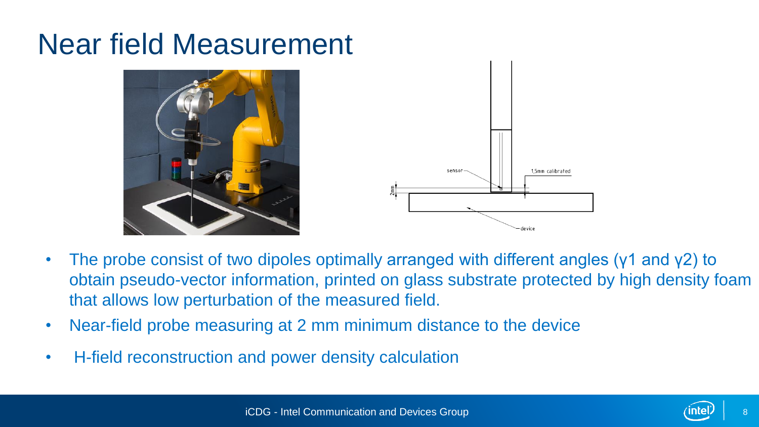# Near field Measurement

- The probe consist of two dipoles optimally arranged with different angles ($\gamma 1$ and $\gamma 2$) to obtain pseudo-vector information, printed on glass substrate protected by high density foam that allows low perturbation of the measured field.
- Near-field probe measuring at 2 mm minimum distance to the device
- H-field reconstruction and power density calculation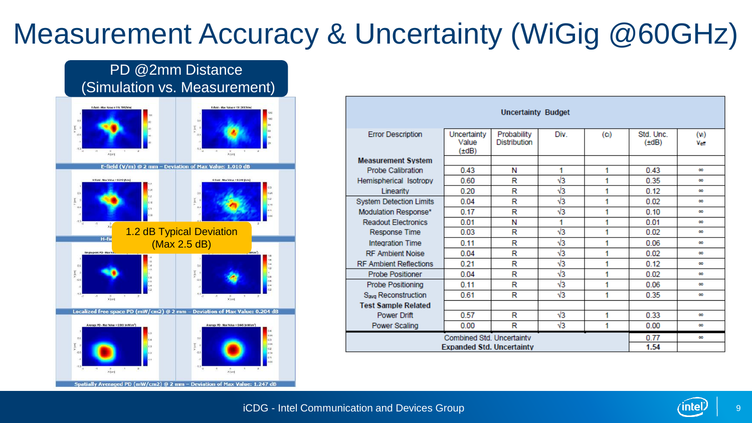# Measurement Accuracy & Uncertainty (WiGig @60GHz)

## PD @2mm Distance (Simulation vs. Measurement)

E-field (V/m) @ 2 mm – Deviation of Max Value: 1.010 dB

1.2 dB Typical Deviation (Max 2.5 dB)

Localized free space PD (mW/cm2) @ 2 mm – Deviation of Max Value: 0.204 dB

Spatially Averaged PD (mW/cm2) @ 2 mm – Deviation of Max Value: 1.247 dB

| Uncertainty Budget | | | | | | |
|---|---|---|---|---|---|---|
| Error Description | Uncertainty Value (±dB) | Probability Distribution | Div. | ($c_i$) | Std. Unc. (±dB) | ($v_i$) $v_{eff}$ |
| **Measurement System** | | | | | | |
| Probe Calibration | 0.43 | N | 1 | 1 | 0.43 | ∞ |
| Hemispherical Isotropy | 0.60 | R | √3 | 1 | 0.35 | ∞ |
| Linearity | 0.20 | R | √3 | 1 | 0.12 | ∞ |
| System Detection Limits | 0.04 | R | √3 | 1 | 0.02 | ∞ |
| Modulation Response* | 0.17 | R | √3 | 1 | 0.10 | ∞ |
| Readout Electronics | 0.01 | N | 1 | 1 | 0.01 | ∞ |
| Response Time | 0.03 | R | √3 | 1 | 0.02 | ∞ |
| Integration Time | 0.11 | R | √3 | 1 | 0.06 | ∞ |
| RF Ambient Noise | 0.04 | R | √3 | 1 | 0.02 | ∞ |
| RF Ambient Reflections | 0.21 | R | √3 | 1 | 0.12 | ∞ |
| Probe Positioner | 0.04 | R | √3 | 1 | 0.02 | ∞ |
| Probe Positioning | 0.11 | R | √3 | 1 | 0.06 | ∞ |
| $S_{avg}$ Reconstruction | 0.61 | R | √3 | 1 | 0.35 | ∞ |
| **Test Sample Related** | | | | | | |
| Power Drift | 0.57 | R | √3 | 1 | 0.33 | ∞ |
| Power Scaling | 0.00 | R | √3 | 1 | 0.00 | ∞ |
| Combined Std. Uncertainty | | | | | 0.77 | ∞ |
| **Expanded Std. Uncertainty** | | | | | **1.54** | |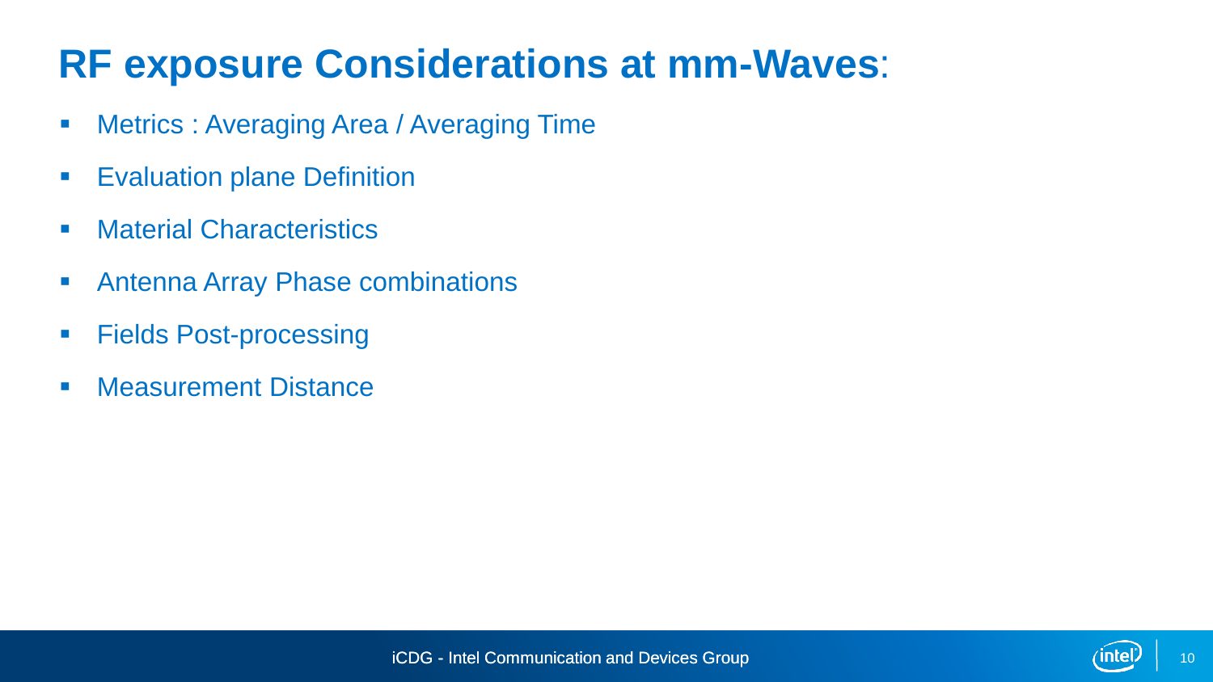# RF exposure Considerations at mm-Waves:

- Metrics : Averaging Area / Averaging Time
- Evaluation plane Definition
- Material Characteristics
- Antenna Array Phase combinations
- Fields Post-processing
- Measurement Distance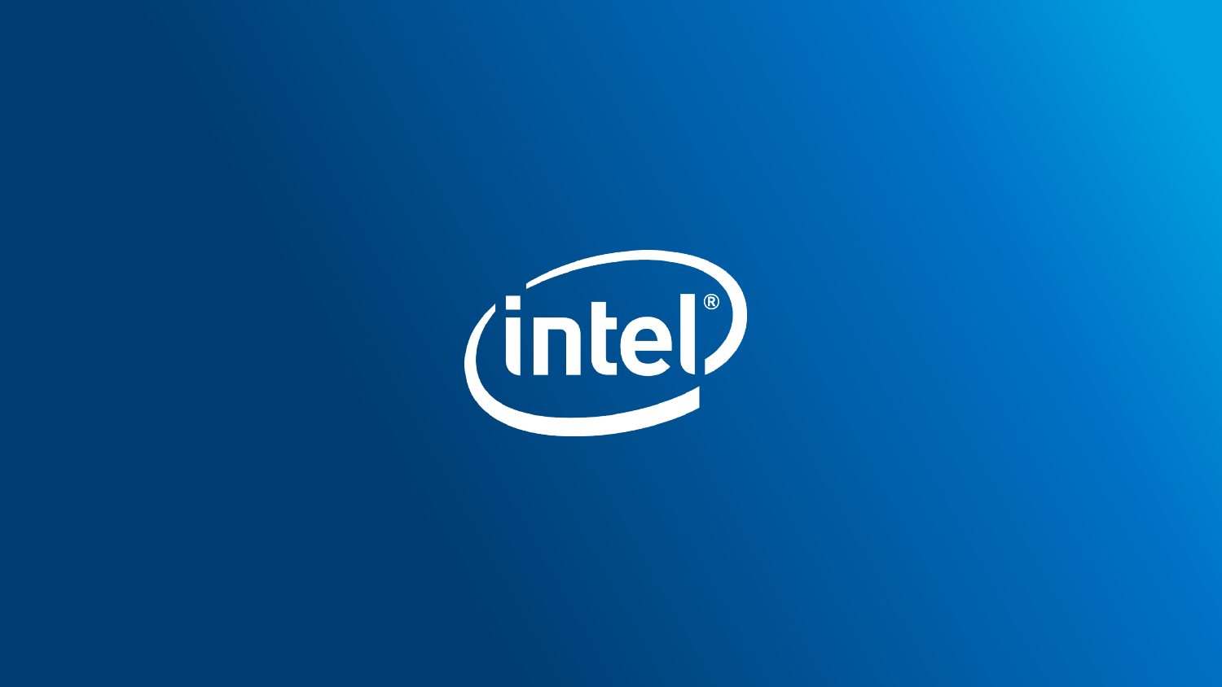intel®